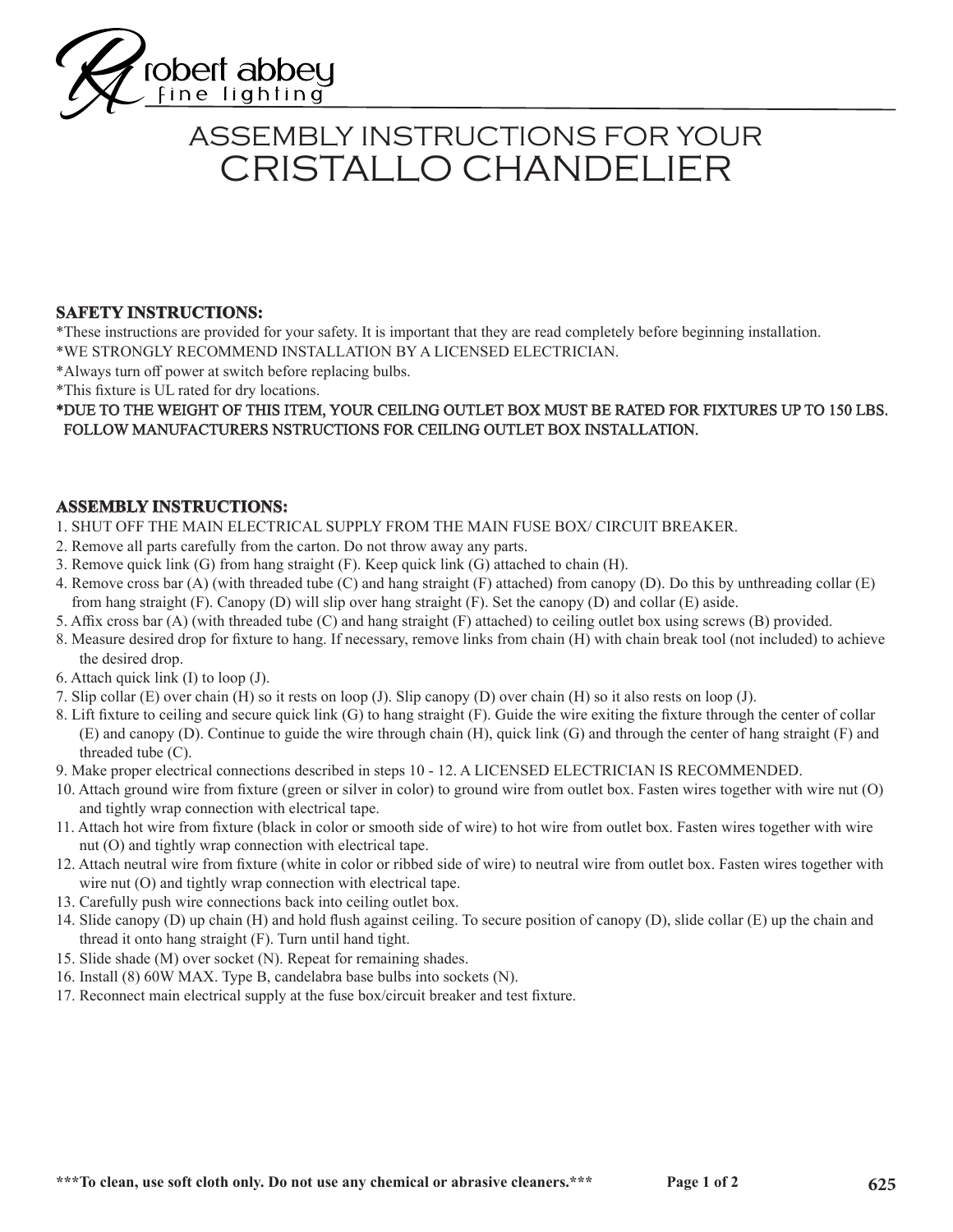robert abbey
fine lighting

# ASSEMBLY INSTRUCTIONS FOR YOUR
# CRISTALLO CHANDELIER

## SAFETY INSTRUCTIONS:

*These instructions are provided for your safety. It is important that they are read completely before beginning installation.
*WE STRONGLY RECOMMEND INSTALLATION BY A LICENSED ELECTRICIAN.
*Always turn off power at switch before replacing bulbs.
*This fixture is UL rated for dry locations.
**\*DUE TO THE WEIGHT OF THIS ITEM, YOUR CEILING OUTLET BOX MUST BE RATED FOR FIXTURES UP TO 150 LBS. FOLLOW MANUFACTURERS NSTRUCTIONS FOR CEILING OUTLET BOX INSTALLATION.**

## ASSEMBLY INSTRUCTIONS:

1. SHUT OFF THE MAIN ELECTRICAL SUPPLY FROM THE MAIN FUSE BOX/ CIRCUIT BREAKER.
2. Remove all parts carefully from the carton. Do not throw away any parts.
3. Remove quick link (G) from hang straight (F). Keep quick link (G) attached to chain (H).
4. Remove cross bar (A) (with threaded tube (C) and hang straight (F) attached) from canopy (D). Do this by unthreading collar (E) from hang straight (F). Canopy (D) will slip over hang straight (F). Set the canopy (D) and collar (E) aside.
5. Affix cross bar (A) (with threaded tube (C) and hang straight (F) attached) to ceiling outlet box using screws (B) provided.
8. Measure desired drop for fixture to hang. If necessary, remove links from chain (H) with chain break tool (not included) to achieve the desired drop.
6. Attach quick link (I) to loop (J).
7. Slip collar (E) over chain (H) so it rests on loop (J). Slip canopy (D) over chain (H) so it also rests on loop (J).
8. Lift fixture to ceiling and secure quick link (G) to hang straight (F). Guide the wire exiting the fixture through the center of collar (E) and canopy (D). Continue to guide the wire through chain (H), quick link (G) and through the center of hang straight (F) and threaded tube (C).
9. Make proper electrical connections described in steps 10 - 12. A LICENSED ELECTRICIAN IS RECOMMENDED.
10. Attach ground wire from fixture (green or silver in color) to ground wire from outlet box. Fasten wires together with wire nut (O) and tightly wrap connection with electrical tape.
11. Attach hot wire from fixture (black in color or smooth side of wire) to hot wire from outlet box. Fasten wires together with wire nut (O) and tightly wrap connection with electrical tape.
12. Attach neutral wire from fixture (white in color or ribbed side of wire) to neutral wire from outlet box. Fasten wires together with wire nut (O) and tightly wrap connection with electrical tape.
13. Carefully push wire connections back into ceiling outlet box.
14. Slide canopy (D) up chain (H) and hold flush against ceiling. To secure position of canopy (D), slide collar (E) up the chain and thread it onto hang straight (F). Turn until hand tight.
15. Slide shade (M) over socket (N). Repeat for remaining shades.
16. Install (8) 60W MAX. Type B, candelabra base bulbs into sockets (N).
17. Reconnect main electrical supply at the fuse box/circuit breaker and test fixture.

**\*\*\*To clean, use soft cloth only. Do not use any chemical or abrasive cleaners.\*\*\***

**625**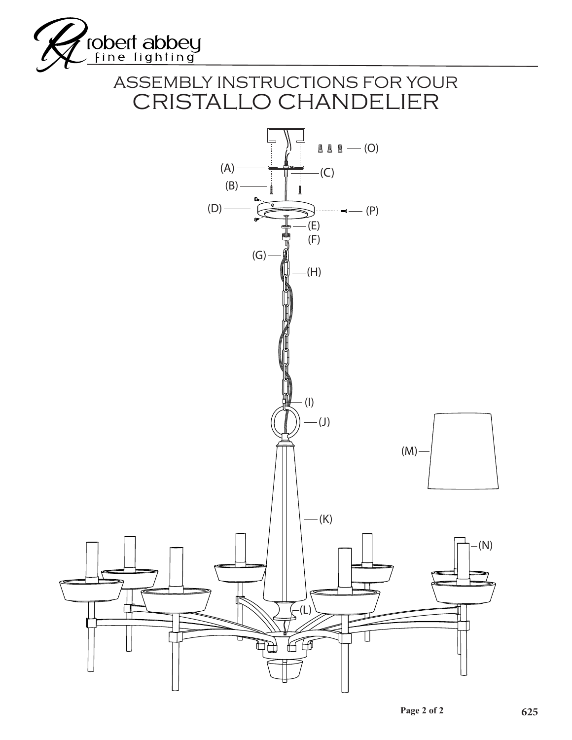robert abbey
fine lighting

# ASSEMBLY INSTRUCTIONS FOR YOUR
# CRISTALLO CHANDELIER

(O)

(A)

(C)

(B)

(D)

(P)

(E)

(F)

(G)

(H)

(I)

(J)

(M)

(K)

(N)

(L)

625